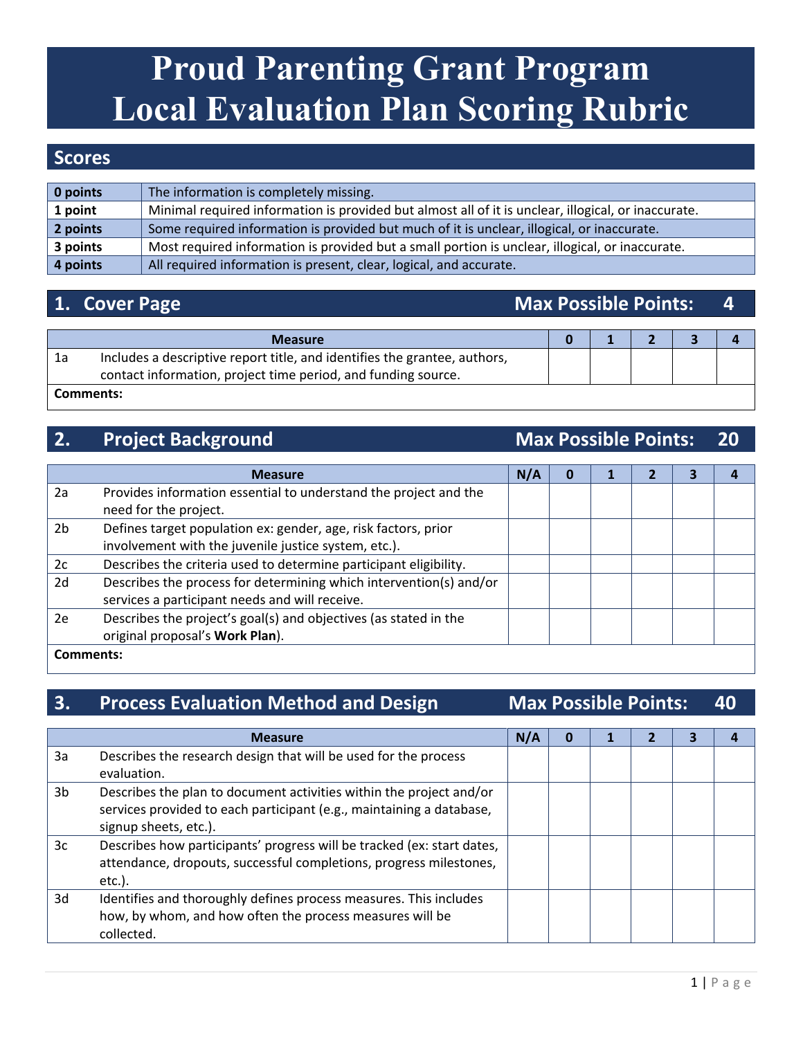# Proud Parenting Grant Program
# Local Evaluation Plan Scoring Rubric

## Scores

| | |
|---|---|
| **0 points** | The information is completely missing. |
| **1 point** | Minimal required information is provided but almost all of it is unclear, illogical, or inaccurate. |
| **2 points** | Some required information is provided but much of it is unclear, illogical, or inaccurate. |
| **3 points** | Most required information is provided but a small portion is unclear, illogical, or inaccurate. |
| **4 points** | All required information is present, clear, logical, and accurate. |

## 1. Cover Page — Max Possible Points: 4

| | **Measure** | **0** | **1** | **2** | **3** | **4** |
|---|---|---|---|---|---|---|
| 1a | Includes a descriptive report title, and identifies the grantee, authors, contact information, project time period, and funding source. | | | | | |
| **Comments:** | | | | | | |

## 2. Project Background — Max Possible Points: 20

| | **Measure** | **N/A** | **0** | **1** | **2** | **3** | **4** |
|---|---|---|---|---|---|---|---|
| 2a | Provides information essential to understand the project and the need for the project. | | | | | | |
| 2b | Defines target population ex: gender, age, risk factors, prior involvement with the juvenile justice system, etc.). | | | | | | |
| 2c | Describes the criteria used to determine participant eligibility. | | | | | | |
| 2d | Describes the process for determining which intervention(s) and/or services a participant needs and will receive. | | | | | | |
| 2e | Describes the project's goal(s) and objectives (as stated in the original proposal's **Work Plan**). | | | | | | |
| **Comments:** | | | | | | | |

## 3. Process Evaluation Method and Design — Max Possible Points: 40

| | **Measure** | **N/A** | **0** | **1** | **2** | **3** | **4** |
|---|---|---|---|---|---|---|---|
| 3a | Describes the research design that will be used for the process evaluation. | | | | | | |
| 3b | Describes the plan to document activities within the project and/or services provided to each participant (e.g., maintaining a database, signup sheets, etc.). | | | | | | |
| 3c | Describes how participants' progress will be tracked (ex: start dates, attendance, dropouts, successful completions, progress milestones, etc.). | | | | | | |
| 3d | Identifies and thoroughly defines process measures. This includes how, by whom, and how often the process measures will be collected. | | | | | | |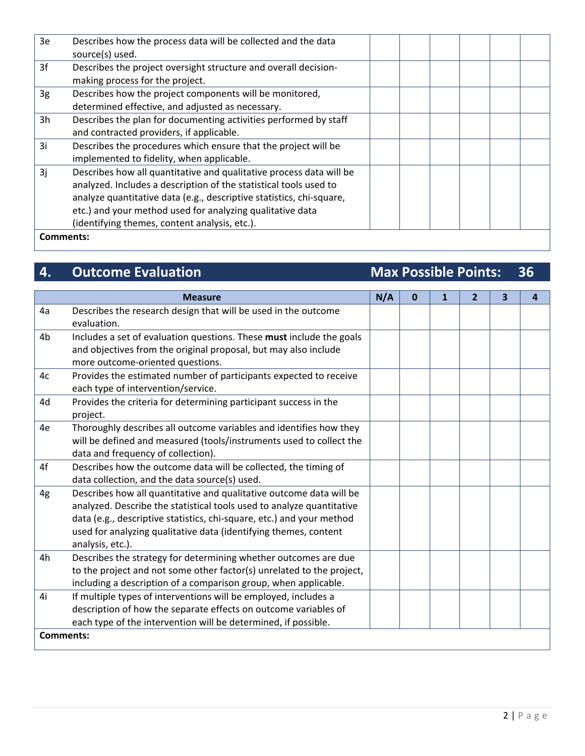| | | N/A | 0 | 1 | 2 | 3 | 4 |
|---|---|---|---|---|---|---|---|
| 3e | Describes how the process data will be collected and the data source(s) used. | | | | | | |
| 3f | Describes the project oversight structure and overall decision-making process for the project. | | | | | | |
| 3g | Describes how the project components will be monitored, determined effective, and adjusted as necessary. | | | | | | |
| 3h | Describes the plan for documenting activities performed by staff and contracted providers, if applicable. | | | | | | |
| 3i | Describes the procedures which ensure that the project will be implemented to fidelity, when applicable. | | | | | | |
| 3j | Describes how all quantitative and qualitative process data will be analyzed. Includes a description of the statistical tools used to analyze quantitative data (e.g., descriptive statistics, chi-square, etc.) and your method used for analyzing qualitative data (identifying themes, content analysis, etc.). | | | | | | |

**Comments:**

## 4. Outcome Evaluation — Max Possible Points: 36

| | Measure | N/A | 0 | 1 | 2 | 3 | 4 |
|---|---|---|---|---|---|---|---|
| 4a | Describes the research design that will be used in the outcome evaluation. | | | | | | |
| 4b | Includes a set of evaluation questions. These **must** include the goals and objectives from the original proposal, but may also include more outcome-oriented questions. | | | | | | |
| 4c | Provides the estimated number of participants expected to receive each type of intervention/service. | | | | | | |
| 4d | Provides the criteria for determining participant success in the project. | | | | | | |
| 4e | Thoroughly describes all outcome variables and identifies how they will be defined and measured (tools/instruments used to collect the data and frequency of collection). | | | | | | |
| 4f | Describes how the outcome data will be collected, the timing of data collection, and the data source(s) used. | | | | | | |
| 4g | Describes how all quantitative and qualitative outcome data will be analyzed. Describe the statistical tools used to analyze quantitative data (e.g., descriptive statistics, chi-square, etc.) and your method used for analyzing qualitative data (identifying themes, content analysis, etc.). | | | | | | |
| 4h | Describes the strategy for determining whether outcomes are due to the project and not some other factor(s) unrelated to the project, including a description of a comparison group, when applicable. | | | | | | |
| 4i | If multiple types of interventions will be employed, includes a description of how the separate effects on outcome variables of each type of the intervention will be determined, if possible. | | | | | | |

**Comments:**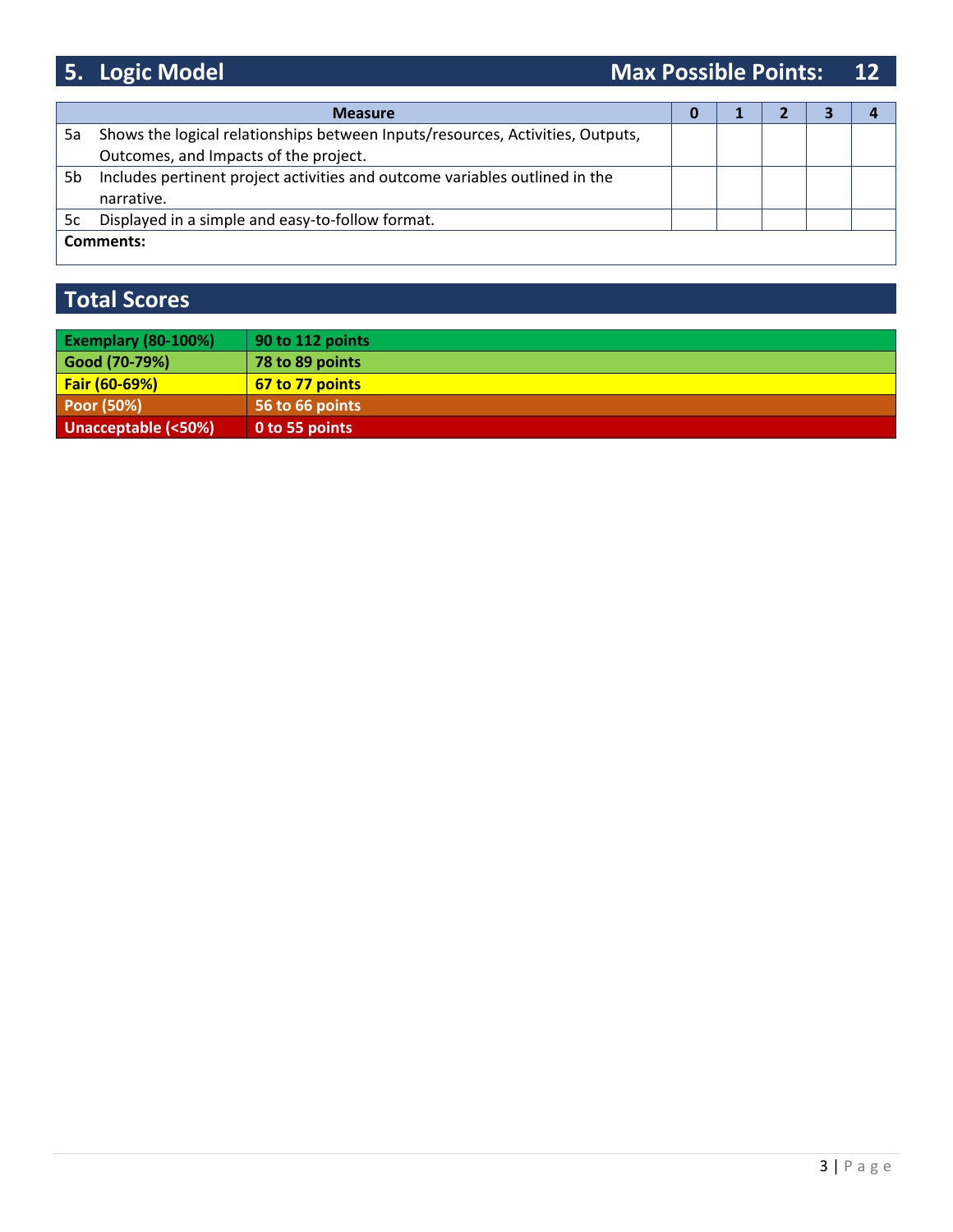## 5. Logic Model — Max Possible Points: 12

| | Measure | 0 | 1 | 2 | 3 | 4 |
|---|---|---|---|---|---|---|
| 5a | Shows the logical relationships between Inputs/resources, Activities, Outputs, Outcomes, and Impacts of the project. | | | | | |
| 5b | Includes pertinent project activities and outcome variables outlined in the narrative. | | | | | |
| 5c | Displayed in a simple and easy-to-follow format. | | | | | |

**Comments:**

## Total Scores

| | |
|---|---|
| **Exemplary (80-100%)** | **90 to 112 points** |
| **Good (70-79%)** | **78 to 89 points** |
| **Fair (60-69%)** | **67 to 77 points** |
| **Poor (50%)** | **56 to 66 points** |
| **Unacceptable (<50%)** | **0 to 55 points** |